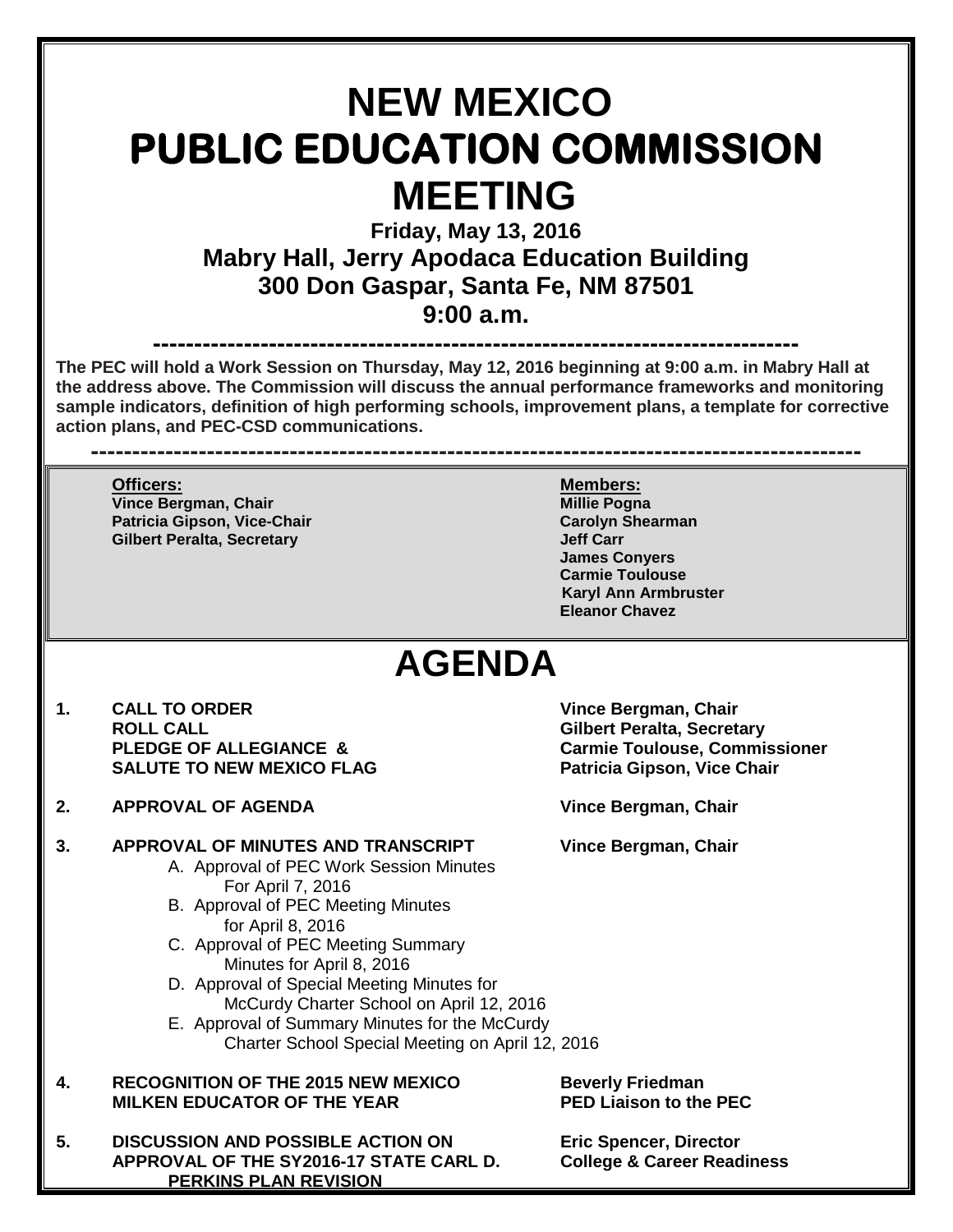# NEW MEXICO
# PUBLIC EDUCATION COMMISSION
# MEETING

**Friday, May 13, 2016**
**Mabry Hall, Jerry Apodaca Education Building**
**300 Don Gaspar, Santa Fe, NM 87501**
**9:00 a.m.**

---

**The PEC will hold a Work Session on Thursday, May 12, 2016 beginning at 9:00 a.m. in Mabry Hall at the address above. The Commission will discuss the annual performance frameworks and monitoring sample indicators, definition of high performing schools, improvement plans, a template for corrective action plans, and PEC-CSD communications.**

---

| **Officers:** | **Members:** |
| --- | --- |
| **Vince Bergman, Chair** | **Millie Pogna** |
| **Patricia Gipson, Vice-Chair** | **Carolyn Shearman** |
| **Gilbert Peralta, Secretary** | **Jeff Carr** |
| | **James Conyers** |
| | **Carmie Toulouse** |
| | **Karyl Ann Armbruster** |
| | **Eleanor Chavez** |

# AGENDA

1. **CALL TO ORDER** — **Vince Bergman, Chair**
   **ROLL CALL** — **Gilbert Peralta, Secretary**
   **PLEDGE OF ALLEGIANCE &** — **Carmie Toulouse, Commissioner**
   **SALUTE TO NEW MEXICO FLAG** — **Patricia Gipson, Vice Chair**

2. **APPROVAL OF AGENDA** — **Vince Bergman, Chair**

3. **APPROVAL OF MINUTES AND TRANSCRIPT** — **Vince Bergman, Chair**
   - A. Approval of PEC Work Session Minutes For April 7, 2016
   - B. Approval of PEC Meeting Minutes for April 8, 2016
   - C. Approval of PEC Meeting Summary Minutes for April 8, 2016
   - D. Approval of Special Meeting Minutes for McCurdy Charter School on April 12, 2016
   - E. Approval of Summary Minutes for the McCurdy Charter School Special Meeting on April 12, 2016

4. **RECOGNITION OF THE 2015 NEW MEXICO MILKEN EDUCATOR OF THE YEAR** — **Beverly Friedman, PED Liaison to the PEC**

5. **DISCUSSION AND POSSIBLE ACTION ON APPROVAL OF THE SY2016-17 STATE CARL D. PERKINS PLAN REVISION** — **Eric Spencer, Director, College & Career Readiness**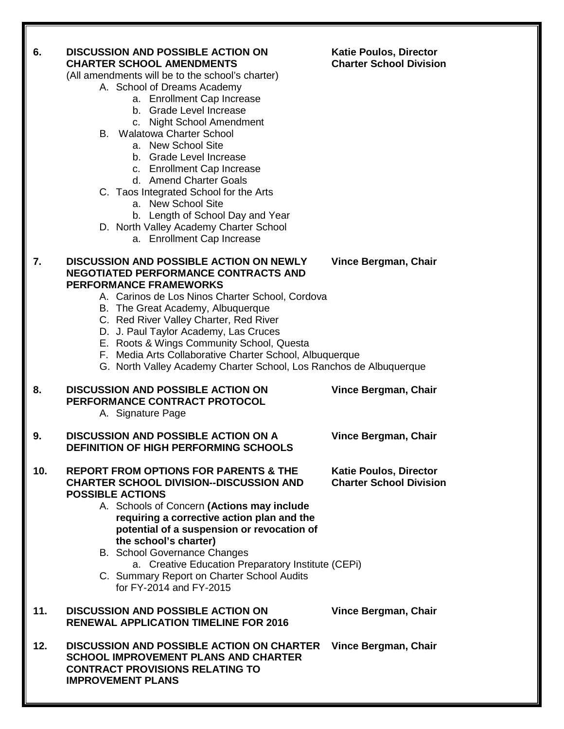**6. DISCUSSION AND POSSIBLE ACTION ON CHARTER SCHOOL AMENDMENTS** — **Katie Poulos, Director, Charter School Division**

(All amendments will be to the school's charter)

- A. School of Dreams Academy
  - a. Enrollment Cap Increase
  - b. Grade Level Increase
  - c. Night School Amendment
- B. Walatowa Charter School
  - a. New School Site
  - b. Grade Level Increase
  - c. Enrollment Cap Increase
  - d. Amend Charter Goals
- C. Taos Integrated School for the Arts
  - a. New School Site
  - b. Length of School Day and Year
- D. North Valley Academy Charter School
  - a. Enrollment Cap Increase

**7. DISCUSSION AND POSSIBLE ACTION ON NEWLY NEGOTIATED PERFORMANCE CONTRACTS AND PERFORMANCE FRAMEWORKS** — **Vince Bergman, Chair**

- A. Carinos de Los Ninos Charter School, Cordova
- B. The Great Academy, Albuquerque
- C. Red River Valley Charter, Red River
- D. J. Paul Taylor Academy, Las Cruces
- E. Roots & Wings Community School, Questa
- F. Media Arts Collaborative Charter School, Albuquerque
- G. North Valley Academy Charter School, Los Ranchos de Albuquerque

**8. DISCUSSION AND POSSIBLE ACTION ON PERFORMANCE CONTRACT PROTOCOL** — **Vince Bergman, Chair**

- A. Signature Page

**9. DISCUSSION AND POSSIBLE ACTION ON A DEFINITION OF HIGH PERFORMING SCHOOLS** — **Vince Bergman, Chair**

**10. REPORT FROM OPTIONS FOR PARENTS & THE CHARTER SCHOOL DIVISION--DISCUSSION AND POSSIBLE ACTIONS** — **Katie Poulos, Director, Charter School Division**

- A. Schools of Concern **(Actions may include requiring a corrective action plan and the potential of a suspension or revocation of the school's charter)**
- B. School Governance Changes
  - a. Creative Education Preparatory Institute (CEPi)
- C. Summary Report on Charter School Audits for FY-2014 and FY-2015

**11. DISCUSSION AND POSSIBLE ACTION ON RENEWAL APPLICATION TIMELINE FOR 2016** — **Vince Bergman, Chair**

**12. DISCUSSION AND POSSIBLE ACTION ON CHARTER SCHOOL IMPROVEMENT PLANS AND CHARTER CONTRACT PROVISIONS RELATING TO IMPROVEMENT PLANS** — **Vince Bergman, Chair**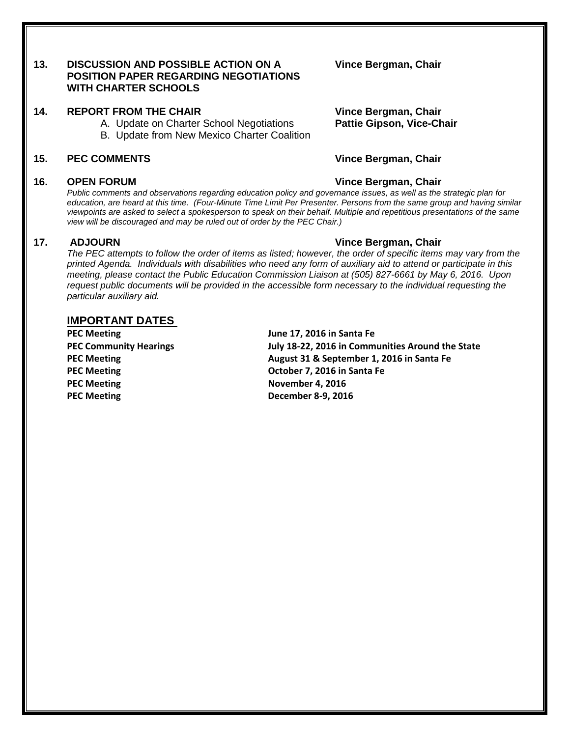**13. DISCUSSION AND POSSIBLE ACTION ON A POSITION PAPER REGARDING NEGOTIATIONS WITH CHARTER SCHOOLS** — **Vince Bergman, Chair**

**14. REPORT FROM THE CHAIR** — **Vince Bergman, Chair**

A. Update on Charter School Negotiations — **Pattie Gipson, Vice-Chair**

B. Update from New Mexico Charter Coalition

**15. PEC COMMENTS** — **Vince Bergman, Chair**

**16. OPEN FORUM** — **Vince Bergman, Chair**

*Public comments and observations regarding education policy and governance issues, as well as the strategic plan for education, are heard at this time. (Four-Minute Time Limit Per Presenter. Persons from the same group and having similar viewpoints are asked to select a spokesperson to speak on their behalf. Multiple and repetitious presentations of the same view will be discouraged and may be ruled out of order by the PEC Chair.)*

**17. ADJOURN** — **Vince Bergman, Chair**

*The PEC attempts to follow the order of items as listed; however, the order of specific items may vary from the printed Agenda. Individuals with disabilities who need any form of auxiliary aid to attend or participate in this meeting, please contact the Public Education Commission Liaison at (505) 827-6661 by May 6, 2016. Upon request public documents will be provided in the accessible form necessary to the individual requesting the particular auxiliary aid.*

## IMPORTANT DATES

| | |
|---|---|
| **PEC Meeting** | **June 17, 2016 in Santa Fe** |
| **PEC Community Hearings** | **July 18-22, 2016 in Communities Around the State** |
| **PEC Meeting** | **August 31 & September 1, 2016 in Santa Fe** |
| **PEC Meeting** | **October 7, 2016 in Santa Fe** |
| **PEC Meeting** | **November 4, 2016** |
| **PEC Meeting** | **December 8-9, 2016** |